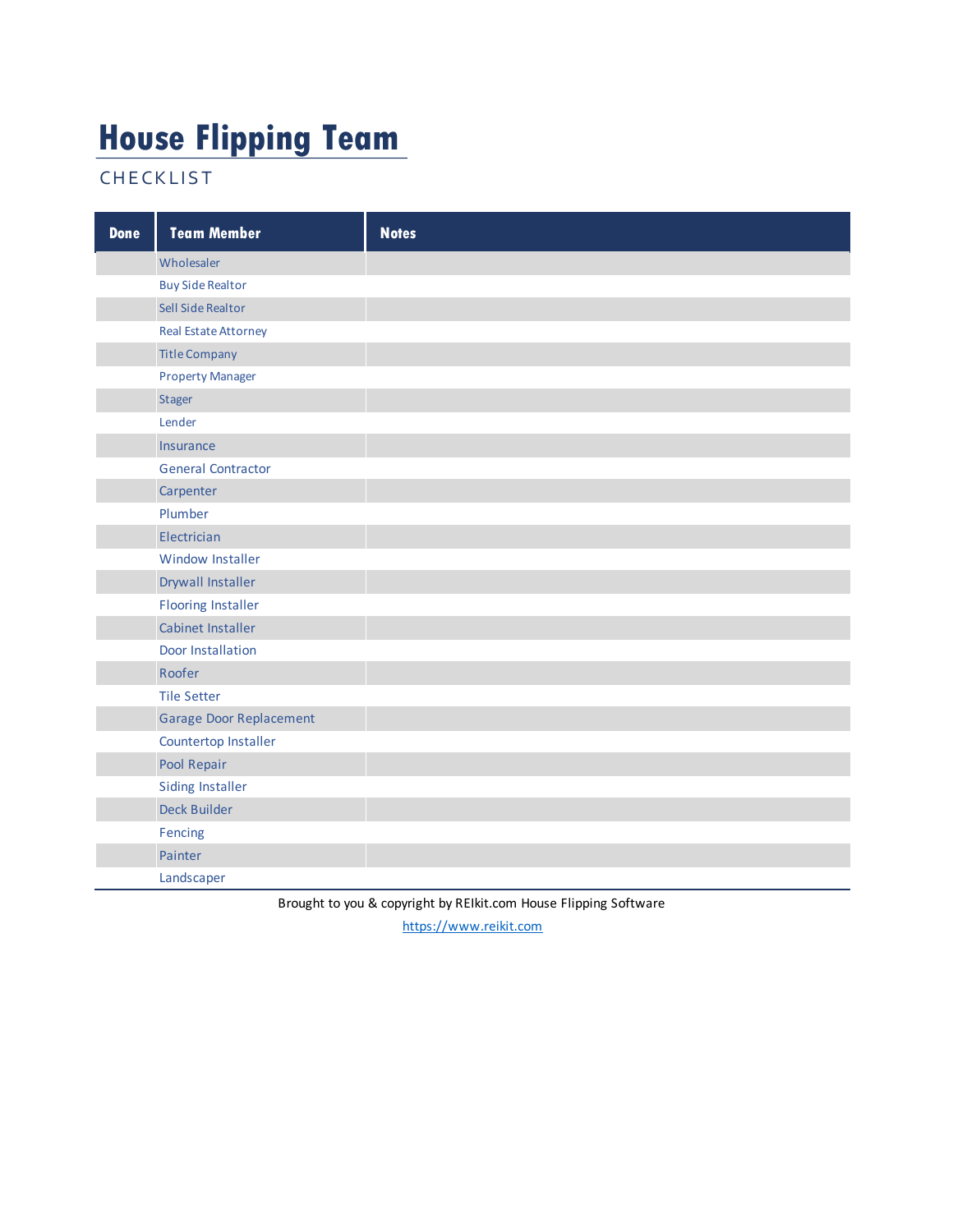# House Flipping Team

CHECKLIST

| Done | Team Member | Notes |
|---|---|---|
| | Wholesaler | |
| | Buy Side Realtor | |
| | Sell Side Realtor | |
| | Real Estate Attorney | |
| | Title Company | |
| | Property Manager | |
| | Stager | |
| | Lender | |
| | Insurance | |
| | General Contractor | |
| | Carpenter | |
| | Plumber | |
| | Electrician | |
| | Window Installer | |
| | Drywall Installer | |
| | Flooring Installer | |
| | Cabinet Installer | |
| | Door Installation | |
| | Roofer | |
| | Tile Setter | |
| | Garage Door Replacement | |
| | Countertop Installer | |
| | Pool Repair | |
| | Siding Installer | |
| | Deck Builder | |
| | Fencing | |
| | Painter | |
| | Landscaper | |

Brought to you & copyright by REIkit.com House Flipping Software

https://www.reikit.com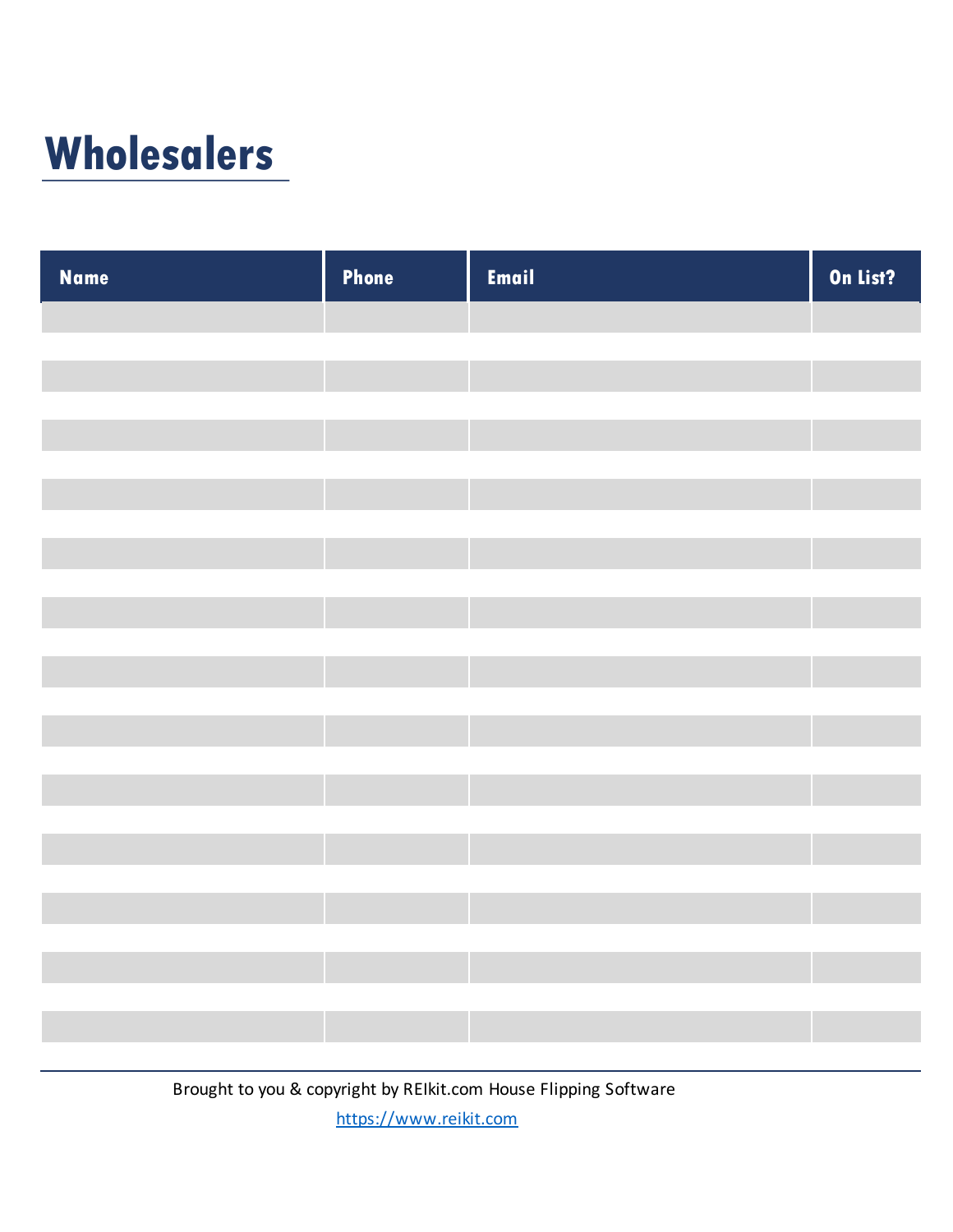# Wholesalers

| Name | Phone | Email | On List? |
|---|---|---|---|
| | | | |
| | | | |
| | | | |
| | | | |
| | | | |
| | | | |
| | | | |
| | | | |
| | | | |
| | | | |
| | | | |
| | | | |
| | | | |
| | | | |
| | | | |
| | | | |
| | | | |
| | | | |
| | | | |
| | | | |
| | | | |
| | | | |
| | | | |
| | | | |
| | | | |
| | | | |

Brought to you & copyright by REIkit.com House Flipping Software

https://www.reikit.com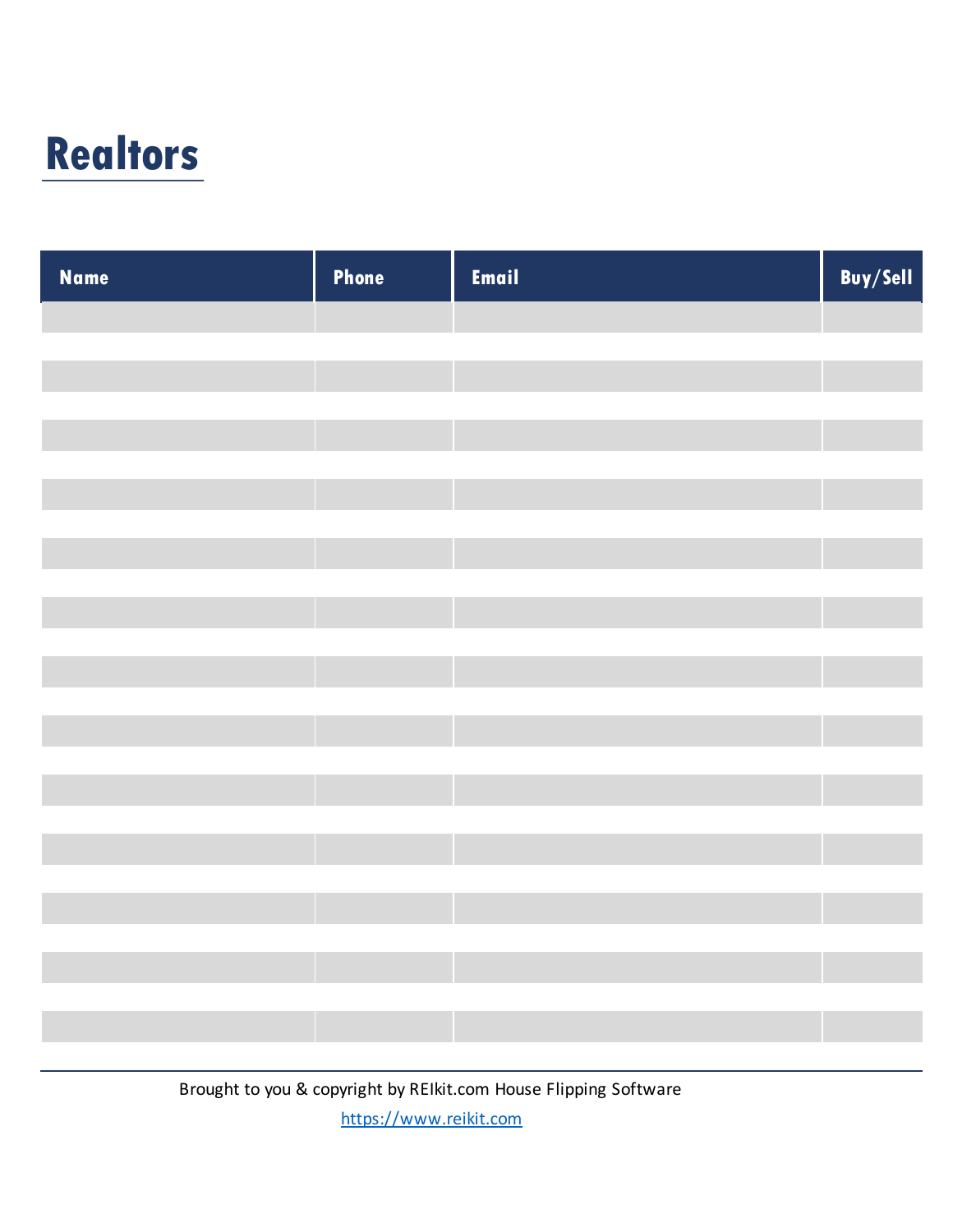# Realtors

| Name | Phone | Email | Buy/Sell |
|---|---|---|---|
| | | | |
| | | | |
| | | | |
| | | | |
| | | | |
| | | | |
| | | | |
| | | | |
| | | | |
| | | | |
| | | | |
| | | | |
| | | | |
| | | | |
| | | | |
| | | | |
| | | | |
| | | | |
| | | | |
| | | | |
| | | | |
| | | | |
| | | | |
| | | | |
| | | | |
| | | | |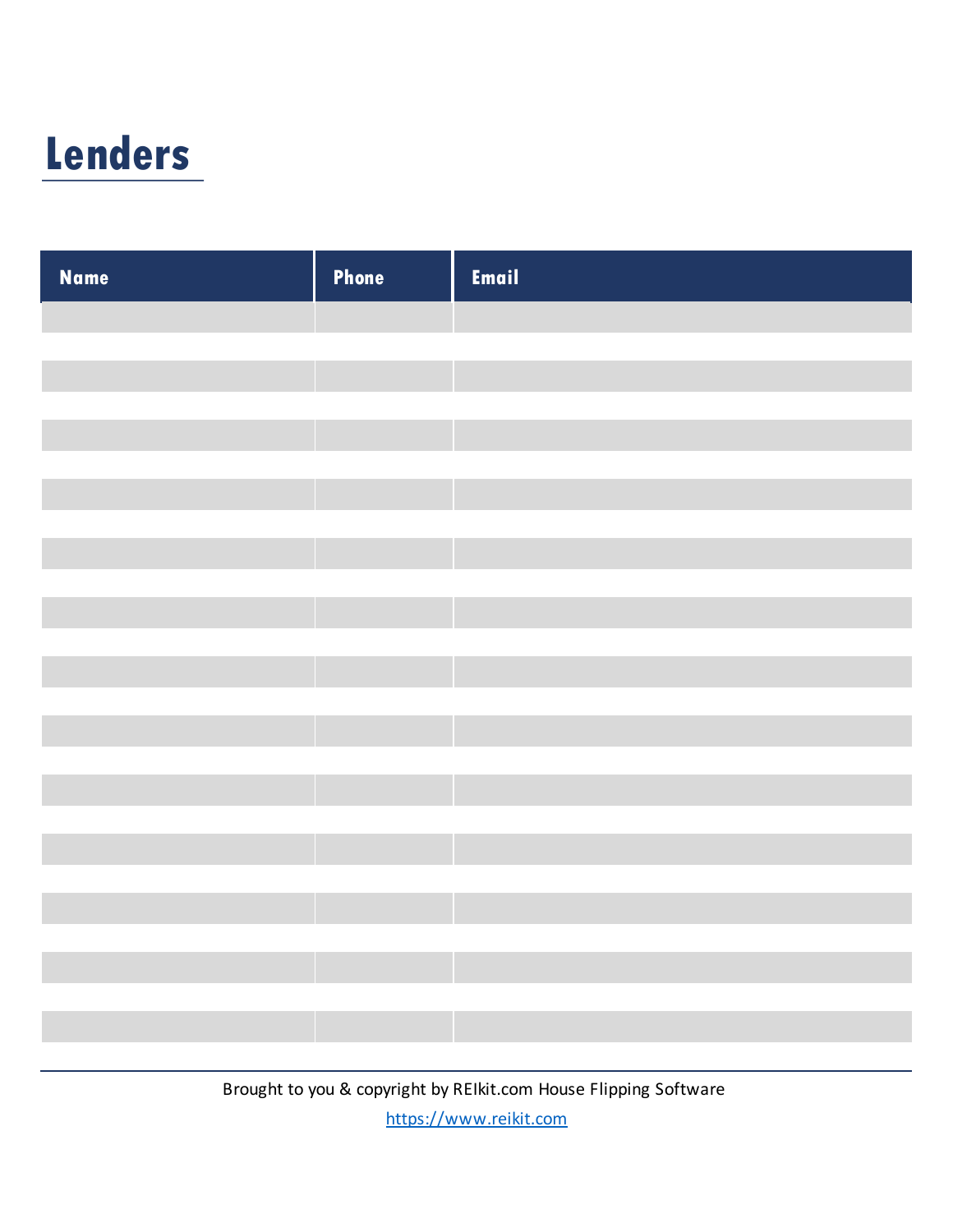# Lenders

| Name | Phone | Email |
|---|---|---|
| | | |
| | | |
| | | |
| | | |
| | | |
| | | |
| | | |
| | | |
| | | |
| | | |
| | | |
| | | |
| | | |
| | | |
| | | |
| | | |
| | | |
| | | |
| | | |
| | | |
| | | |
| | | |
| | | |
| | | |
| | | |
| | | |

Brought to you & copyright by REIkit.com House Flipping Software

https://www.reikit.com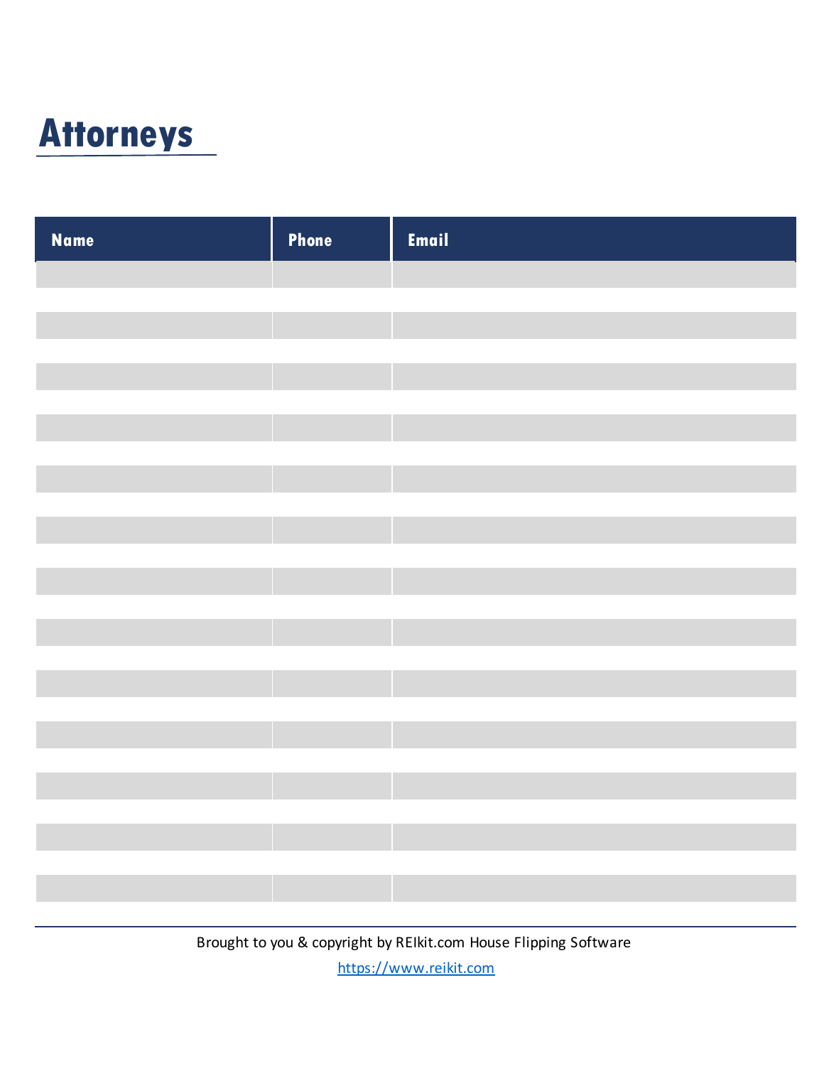# Attorneys

| Name | Phone | Email |
| --- | --- | --- |
| | | |
| | | |
| | | |
| | | |
| | | |
| | | |
| | | |
| | | |
| | | |
| | | |
| | | |
| | | |
| | | |

Brought to you & copyright by REIkit.com House Flipping Software

https://www.reikit.com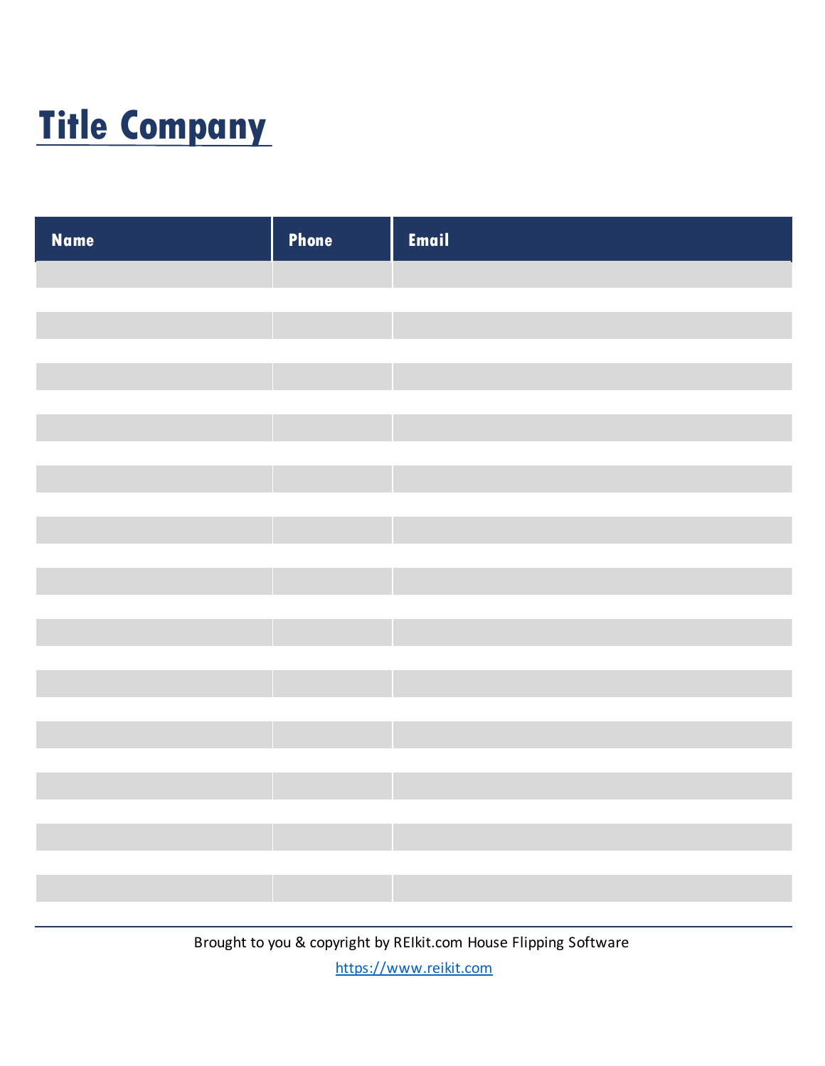# Title Company

| Name | Phone | Email |
|---|---|---|
| | | |
| | | |
| | | |
| | | |
| | | |
| | | |
| | | |
| | | |
| | | |
| | | |
| | | |
| | | |
| | | |
| | | |
| | | |
| | | |
| | | |
| | | |
| | | |
| | | |
| | | |
| | | |
| | | |
| | | |
| | | |

Brought to you & copyright by REIkit.com House Flipping Software

https://www.reikit.com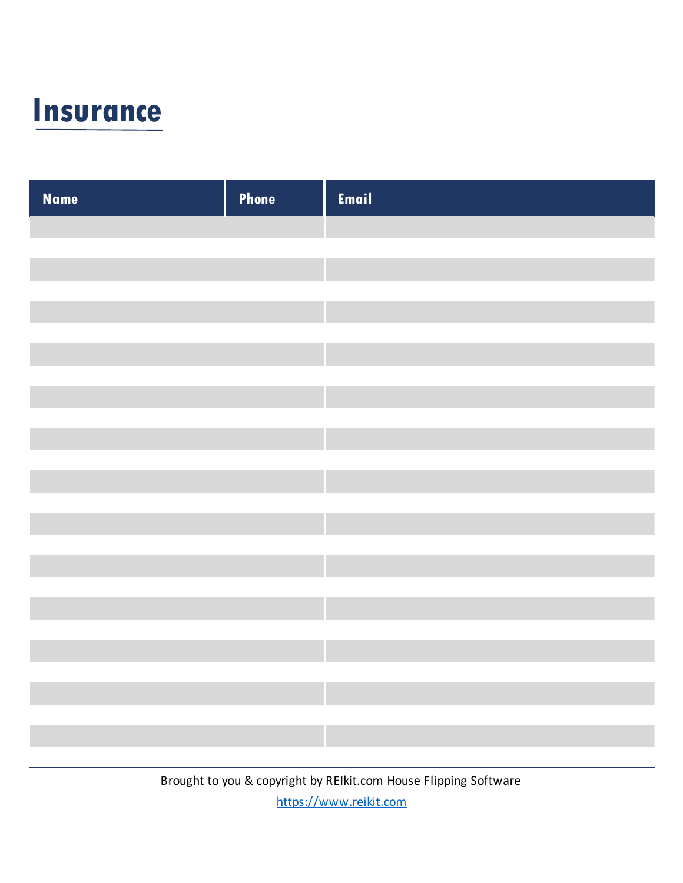# Insurance

| Name | Phone | Email |
| --- | --- | --- |
| | | |
| | | |
| | | |
| | | |
| | | |
| | | |
| | | |
| | | |
| | | |
| | | |
| | | |
| | | |
| | | |

Brought to you & copyright by REIkit.com House Flipping Software

https://www.reikit.com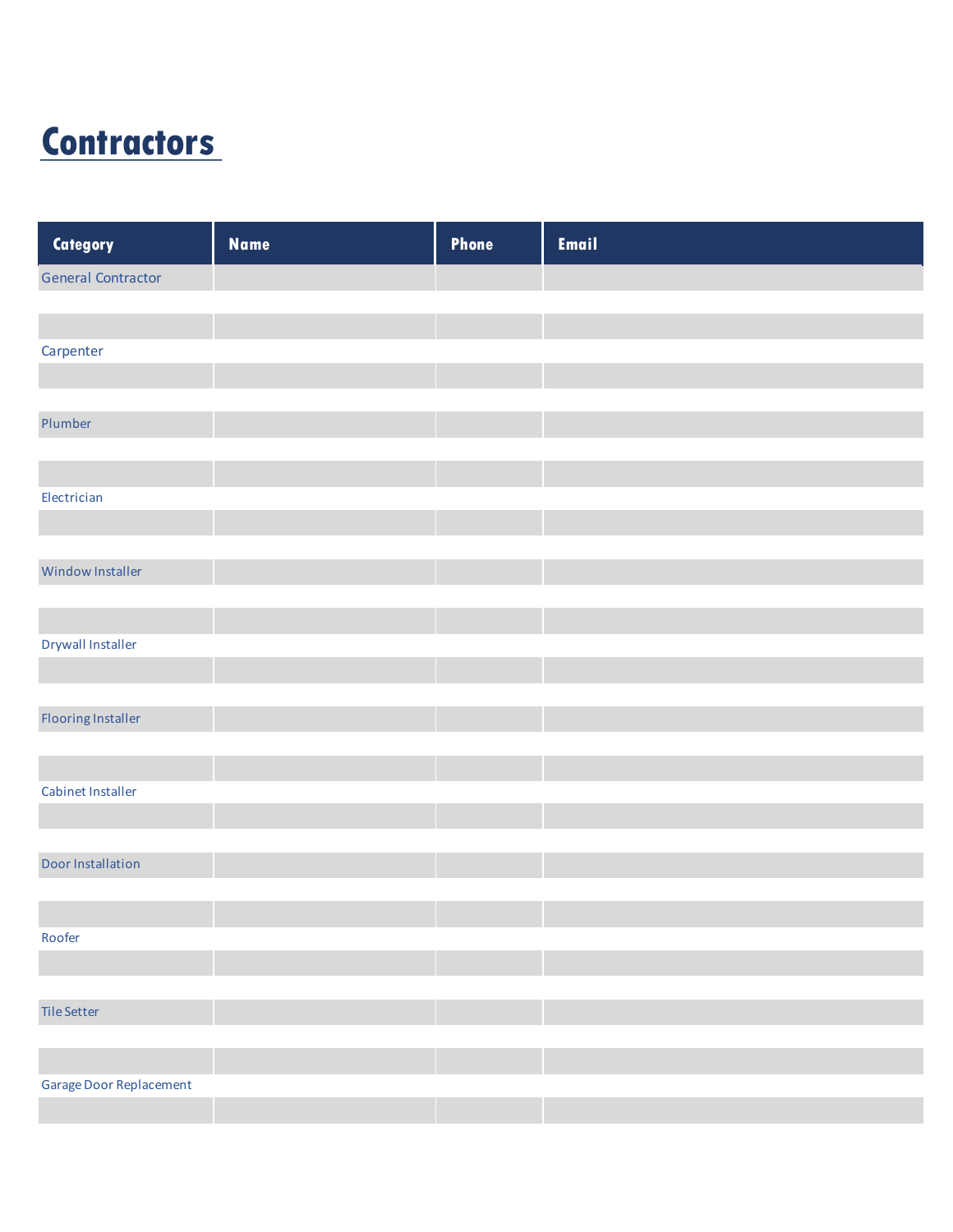# Contractors

| Category | Name | Phone | Email |
|---|---|---|---|
| General Contractor | | | |
| | | | |
| | | | |
| Carpenter | | | |
| | | | |
| | | | |
| Plumber | | | |
| | | | |
| | | | |
| Electrician | | | |
| | | | |
| | | | |
| Window Installer | | | |
| | | | |
| | | | |
| Drywall Installer | | | |
| | | | |
| | | | |
| Flooring Installer | | | |
| | | | |
| | | | |
| Cabinet Installer | | | |
| | | | |
| | | | |
| Door Installation | | | |
| | | | |
| | | | |
| Roofer | | | |
| | | | |
| | | | |
| Tile Setter | | | |
| | | | |
| | | | |
| Garage Door Replacement | | | |
| | | | |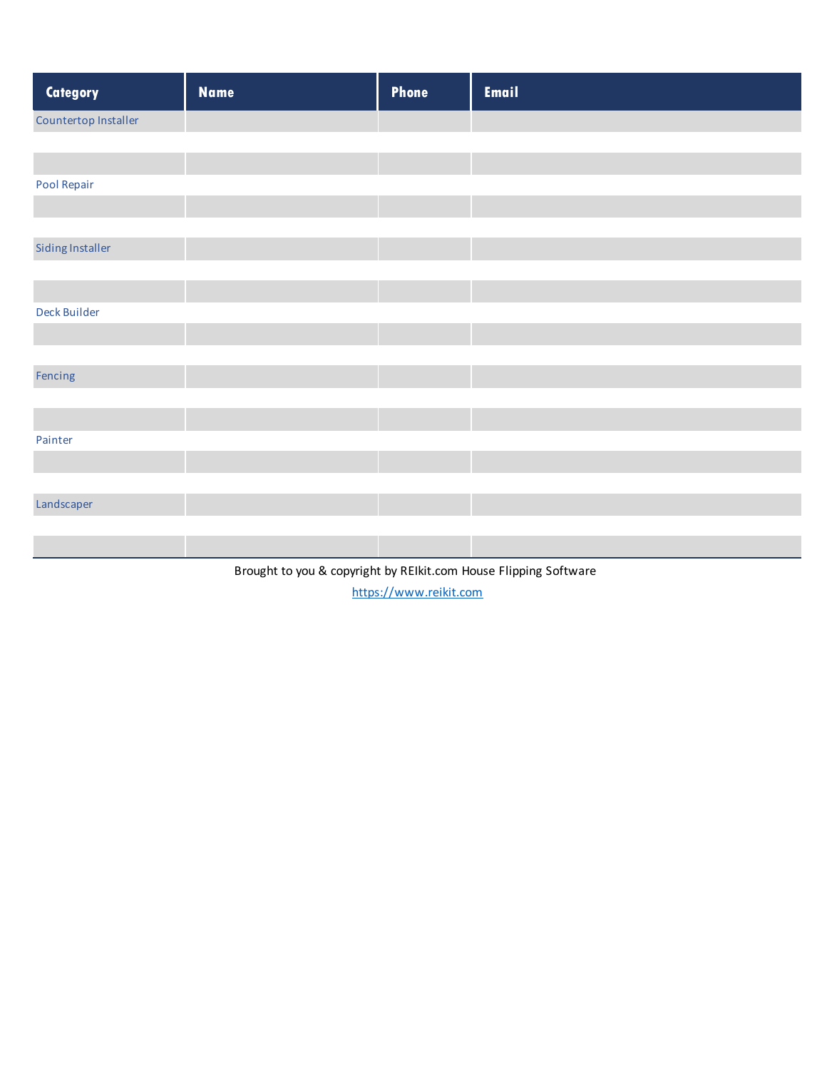| Category | Name | Phone | Email |
|---|---|---|---|
| Countertop Installer | | | |
| | | | |
| | | | |
| Pool Repair | | | |
| | | | |
| | | | |
| Siding Installer | | | |
| | | | |
| | | | |
| Deck Builder | | | |
| | | | |
| | | | |
| Fencing | | | |
| | | | |
| | | | |
| Painter | | | |
| | | | |
| | | | |
| Landscaper | | | |
| | | | |
| | | | |

Brought to you & copyright by REIkit.com House Flipping Software

https://www.reikit.com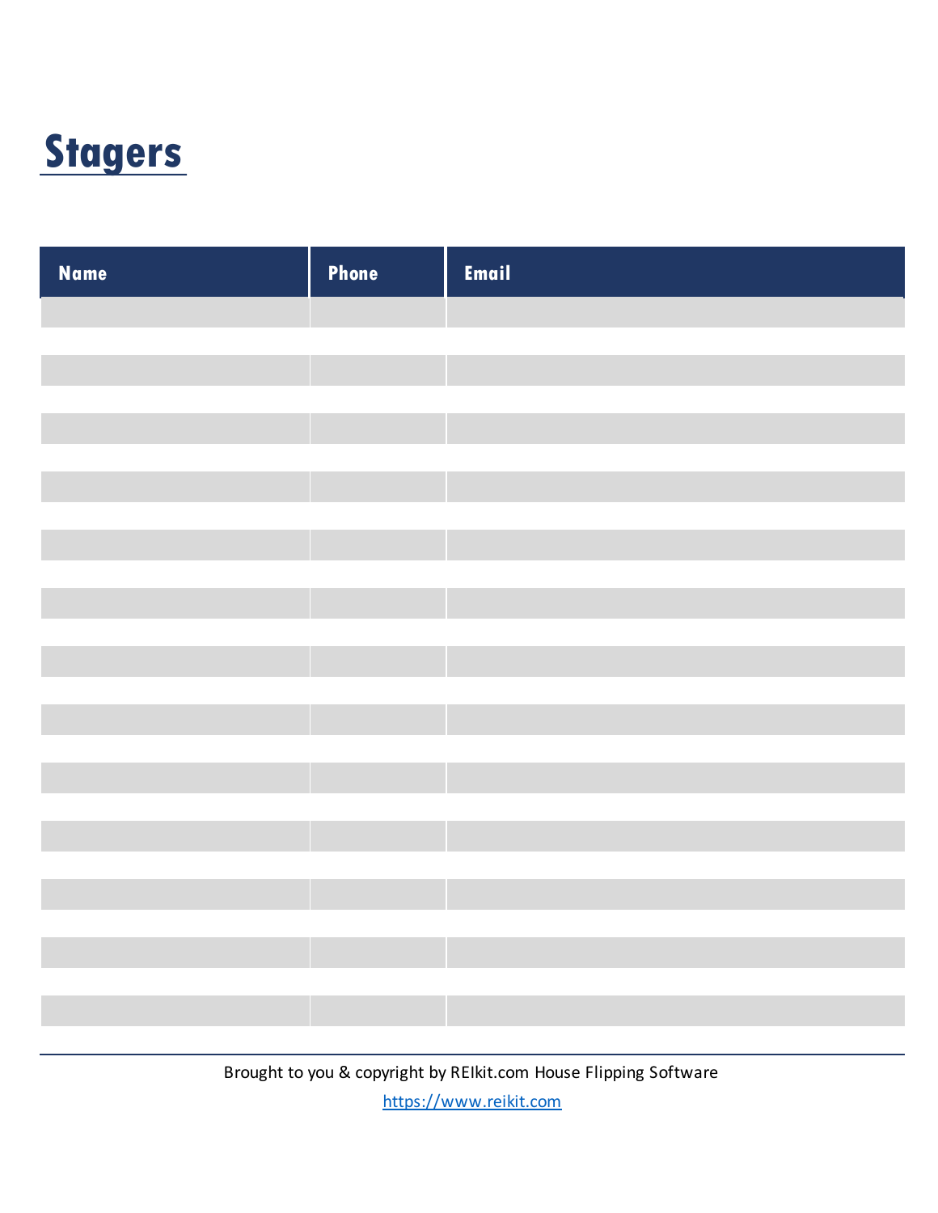# Stagers

| Name | Phone | Email |
|---|---|---|
| | | |
| | | |
| | | |
| | | |
| | | |
| | | |
| | | |
| | | |
| | | |
| | | |
| | | |
| | | |
| | | |

Brought to you & copyright by REIkit.com House Flipping Software

https://www.reikit.com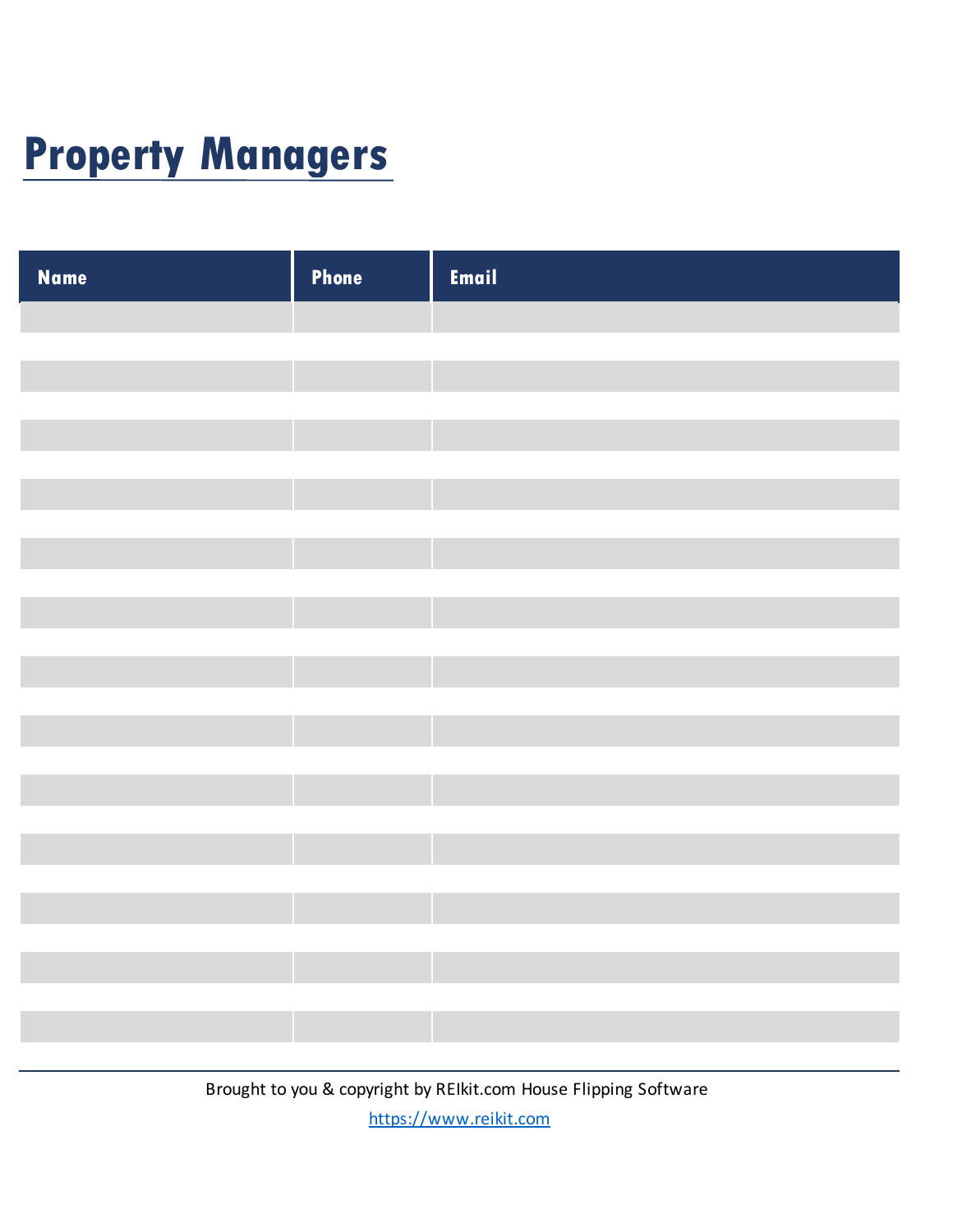# Property Managers

| Name | Phone | Email |
|---|---|---|
| | | |
| | | |
| | | |
| | | |
| | | |
| | | |
| | | |
| | | |
| | | |
| | | |
| | | |
| | | |
| | | |

Brought to you & copyright by REIkit.com House Flipping Software

https://www.reikit.com